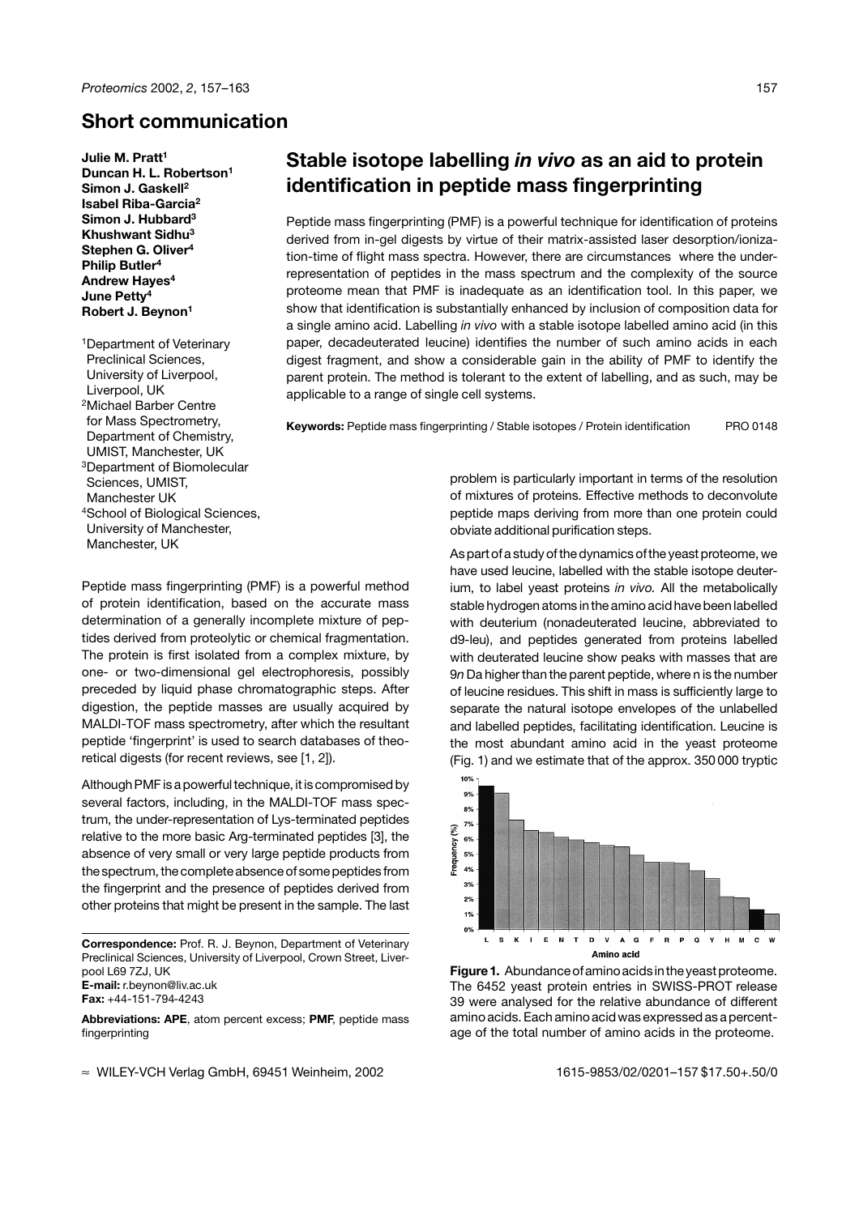## Short communication

**Julie M. Pratt[1]**
**Duncan H. L. Robertson[1]**
**Simon J. Gaskell[2]**
**Isabel Riba-Garcia[2]**
**Simon J. Hubbard[3]**
**Khushwant Sidhu[3]**
**Stephen G. Oliver[4]**
**Philip Butler[4]**
**Andrew Hayes[4]**
**June Petty[4]**
**Robert J. Beynon[1]**

[1]Department of Veterinary Preclinical Sciences, University of Liverpool, Liverpool, UK
[2]Michael Barber Centre for Mass Spectrometry, Department of Chemistry, UMIST, Manchester, UK
[3]Department of Biomolecular Sciences, UMIST, Manchester UK
[4]School of Biological Sciences, University of Manchester, Manchester, UK

# Stable isotope labelling *in vivo* as an aid to protein identification in peptide mass fingerprinting

Peptide mass fingerprinting (PMF) is a powerful technique for identification of proteins derived from in-gel digests by virtue of their matrix-assisted laser desorption/ionization-time of flight mass spectra. However, there are circumstances where the under-representation of peptides in the mass spectrum and the complexity of the source proteome mean that PMF is inadequate as an identification tool. In this paper, we show that identification is substantially enhanced by inclusion of composition data for a single amino acid. Labelling *in vivo* with a stable isotope labelled amino acid (in this paper, decadeuterated leucine) identifies the number of such amino acids in each digest fragment, and show a considerable gain in the ability of PMF to identify the parent protein. The method is tolerant to the extent of labelling, and as such, may be applicable to a range of single cell systems.

**Keywords:** Peptide mass fingerprinting / Stable isotopes / Protein identification PRO 0148

Peptide mass fingerprinting (PMF) is a powerful method of protein identification, based on the accurate mass determination of a generally incomplete mixture of peptides derived from proteolytic or chemical fragmentation. The protein is first isolated from a complex mixture, by one- or two-dimensional gel electrophoresis, possibly preceded by liquid phase chromatographic steps. After digestion, the peptide masses are usually acquired by MALDI-TOF mass spectrometry, after which the resultant peptide 'fingerprint' is used to search databases of theoretical digests (for recent reviews, see [1, 2]).

Although PMF is a powerful technique, it is compromised by several factors, including, in the MALDI-TOF mass spectrum, the under-representation of Lys-terminated peptides relative to the more basic Arg-terminated peptides [3], the absence of very small or very large peptide products from the spectrum, the complete absence of some peptides from the fingerprint and the presence of peptides derived from other proteins that might be present in the sample. The last problem is particularly important in terms of the resolution of mixtures of proteins. Effective methods to deconvolute peptide maps deriving from more than one protein could obviate additional purification steps.

As part of a study of the dynamics of the yeast proteome, we have used leucine, labelled with the stable isotope deuterium, to label yeast proteins *in vivo*. All the metabolically stable hydrogen atoms in the amino acid have been labelled with deuterium (nonadeuterated leucine, abbreviated to d9-leu), and peptides generated from proteins labelled with deuterated leucine show peaks with masses that are 9*n* Da higher than the parent peptide, where n is the number of leucine residues. This shift in mass is sufficiently large to separate the natural isotope envelopes of the unlabelled and labelled peptides, facilitating identification. Leucine is the most abundant amino acid in the yeast proteome (Fig. 1) and we estimate that of the approx. 350 000 tryptic

**Figure 1.** Abundance of amino acids in the yeast proteome. The 6452 yeast protein entries in SWISS-PROT release 39 were analysed for the relative abundance of different amino acids. Each amino acid was expressed as a percentage of the total number of amino acids in the proteome.

**Correspondence:** Prof. R. J. Beynon, Department of Veterinary Preclinical Sciences, University of Liverpool, Crown Street, Liverpool L69 7ZJ, UK
**E-mail:** r.beynon@liv.ac.uk
**Fax:** +44-151-794-4243

**Abbreviations: APE**, atom percent excess; **PMF**, peptide mass fingerprinting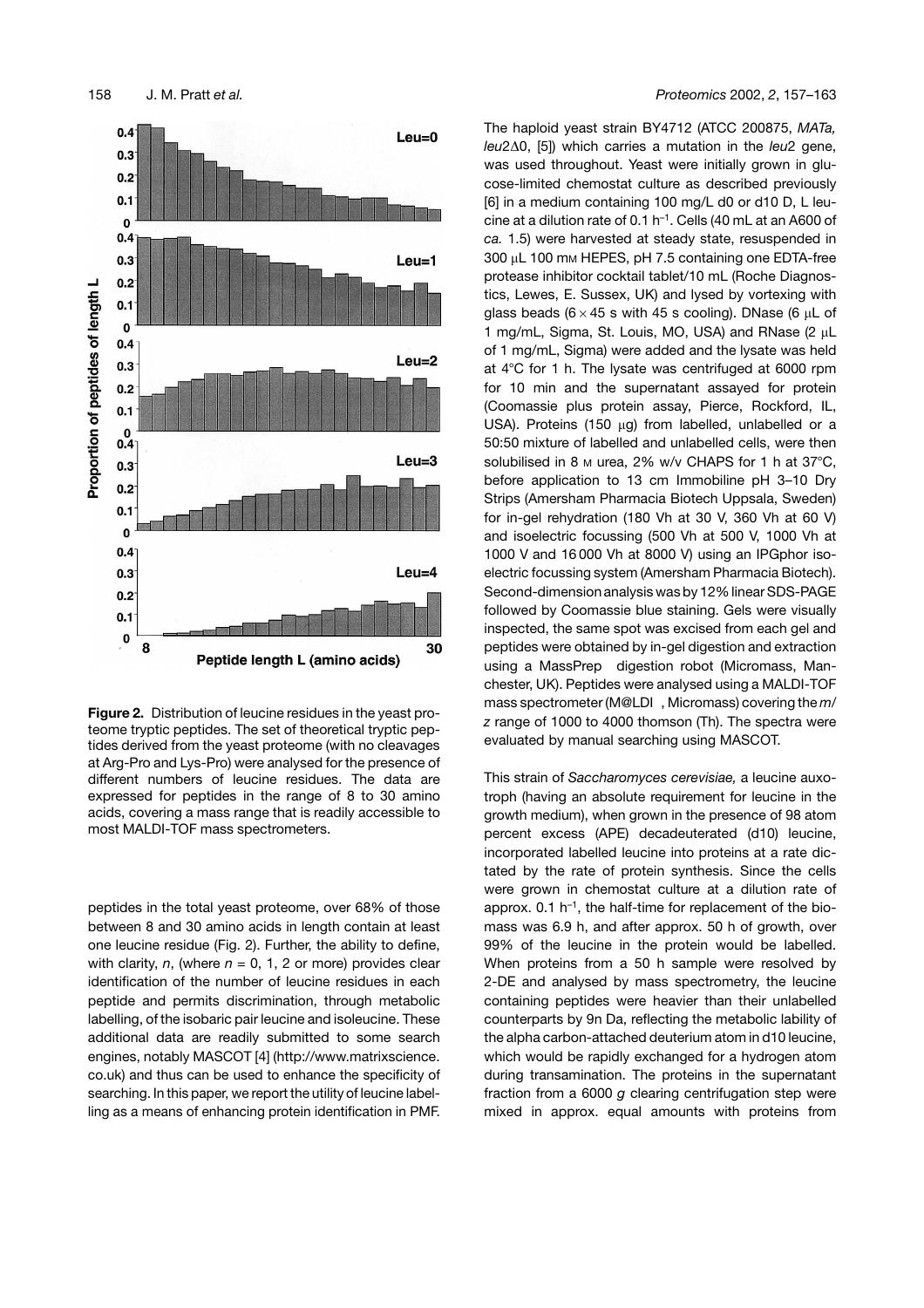**Figure 2.** Distribution of leucine residues in the yeast proteome tryptic peptides. The set of theoretical tryptic peptides derived from the yeast proteome (with no cleavages at Arg-Pro and Lys-Pro) were analysed for the presence of different numbers of leucine residues. The data are expressed for peptides in the range of 8 to 30 amino acids, covering a mass range that is readily accessible to most MALDI-TOF mass spectrometers.

peptides in the total yeast proteome, over 68% of those between 8 and 30 amino acids in length contain at least one leucine residue (Fig. 2). Further, the ability to define, with clarity, *n*, (where *n* = 0, 1, 2 or more) provides clear identification of the number of leucine residues in each peptide and permits discrimination, through metabolic labelling, of the isobaric pair leucine and isoleucine. These additional data are readily submitted to some search engines, notably MASCOT [4] (http://www.matrixscience.co.uk) and thus can be used to enhance the specificity of searching. In this paper, we report the utility of leucine labelling as a means of enhancing protein identification in PMF.

The haploid yeast strain BY4712 (ATCC 200875, *MATa, leu2*Δ0, [5]) which carries a mutation in the *leu2* gene, was used throughout. Yeast were initially grown in glucose-limited chemostat culture as described previously [6] in a medium containing 100 mg/L d0 or d10 D, L leucine at a dilution rate of 0.1 $h^{-1}$. Cells (40 mL at an A600 of *ca.* 1.5) were harvested at steady state, resuspended in 300 μL 100 mM HEPES, pH 7.5 containing one EDTA-free protease inhibitor cocktail tablet/10 mL (Roche Diagnostics, Lewes, E. Sussex, UK) and lysed by vortexing with glass beads (6 × 45 s with 45 s cooling). DNase (6 μL of 1 mg/mL, Sigma, St. Louis, MO, USA) and RNase (2 μL of 1 mg/mL, Sigma) were added and the lysate was held at 4°C for 1 h. The lysate was centrifuged at 6000 rpm for 10 min and the supernatant assayed for protein (Coomassie plus protein assay, Pierce, Rockford, IL, USA). Proteins (150 μg) from labelled, unlabelled or a 50:50 mixture of labelled and unlabelled cells, were then solubilised in 8 M urea, 2% w/v CHAPS for 1 h at 37°C, before application to 13 cm Immobiline pH 3–10 Dry Strips (Amersham Pharmacia Biotech Uppsala, Sweden) for in-gel rehydration (180 Vh at 30 V, 360 Vh at 60 V) and isoelectric focussing (500 Vh at 500 V, 1000 Vh at 1000 V and 16 000 Vh at 8000 V) using an IPGphor isoelectric focussing system (Amersham Pharmacia Biotech). Second-dimension analysis was by 12% linear SDS-PAGE followed by Coomassie blue staining. Gels were visually inspected, the same spot was excised from each gel and peptides were obtained by in-gel digestion and extraction using a MassPrep digestion robot (Micromass, Manchester, UK). Peptides were analysed using a MALDI-TOF mass spectrometer (M@LDI, Micromass) covering the *m/z* range of 1000 to 4000 thomson (Th). The spectra were evaluated by manual searching using MASCOT.

This strain of *Saccharomyces cerevisiae,* a leucine auxotroph (having an absolute requirement for leucine in the growth medium), when grown in the presence of 98 atom percent excess (APE) decadeuterated (d10) leucine, incorporated labelled leucine into proteins at a rate dictated by the rate of protein synthesis. Since the cells were grown in chemostat culture at a dilution rate of approx. 0.1 $h^{-1}$, the half-time for replacement of the biomass was 6.9 h, and after approx. 50 h of growth, over 99% of the leucine in the protein would be labelled. When proteins from a 50 h sample were resolved by 2-DE and analysed by mass spectrometry, the leucine containing peptides were heavier than their unlabelled counterparts by 9n Da, reflecting the metabolic lability of the alpha carbon-attached deuterium atom in d10 leucine, which would be rapidly exchanged for a hydrogen atom during transamination. The proteins in the supernatant fraction from a 6000 *g* clearing centrifugation step were mixed in approx. equal amounts with proteins from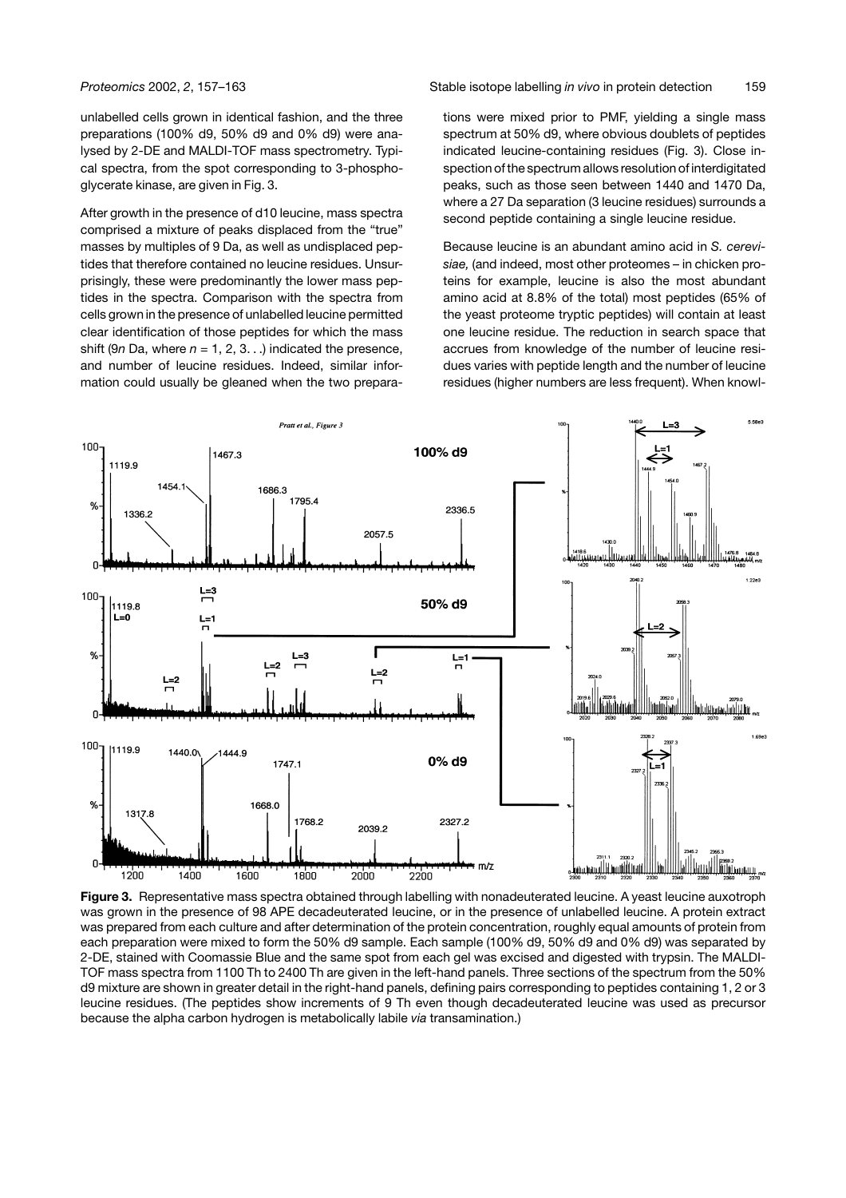unlabelled cells grown in identical fashion, and the three preparations (100% d9, 50% d9 and 0% d9) were analysed by 2-DE and MALDI-TOF mass spectrometry. Typical spectra, from the spot corresponding to 3-phosphoglycerate kinase, are given in Fig. 3.

After growth in the presence of d10 leucine, mass spectra comprised a mixture of peaks displaced from the "true" masses by multiples of 9 Da, as well as undisplaced peptides that therefore contained no leucine residues. Unsurprisingly, these were predominantly the lower mass peptides in the spectra. Comparison with the spectra from cells grown in the presence of unlabelled leucine permitted clear identification of those peptides for which the mass shift (9*n* Da, where *n* = 1, 2, 3...) indicated the presence, and number of leucine residues. Indeed, similar information could usually be gleaned when the two preparations were mixed prior to PMF, yielding a single mass spectrum at 50% d9, where obvious doublets of peptides indicated leucine-containing residues (Fig. 3). Close inspection of the spectrum allows resolution of interdigitated peaks, such as those seen between 1440 and 1470 Da, where a 27 Da separation (3 leucine residues) surrounds a second peptide containing a single leucine residue.

Because leucine is an abundant amino acid in *S. cerevisiae,* (and indeed, most other proteomes – in chicken proteins for example, leucine is also the most abundant amino acid at 8.8% of the total) most peptides (65% of the yeast proteome tryptic peptides) will contain at least one leucine residue. The reduction in search space that accrues from knowledge of the number of leucine residues varies with peptide length and the number of leucine residues (higher numbers are less frequent). When knowl-

**Figure 3.** Representative mass spectra obtained through labelling with nonadeuterated leucine. A yeast leucine auxotroph was grown in the presence of 98 APE decadeuterated leucine, or in the presence of unlabelled leucine. A protein extract was prepared from each culture and after determination of the protein concentration, roughly equal amounts of protein from each preparation were mixed to form the 50% d9 sample. Each sample (100% d9, 50% d9 and 0% d9) was separated by 2-DE, stained with Coomassie Blue and the same spot from each gel was excised and digested with trypsin. The MALDI-TOF mass spectra from 1100 Th to 2400 Th are given in the left-hand panels. Three sections of the spectrum from the 50% d9 mixture are shown in greater detail in the right-hand panels, defining pairs corresponding to peptides containing 1, 2 or 3 leucine residues. (The peptides show increments of 9 Th even though decadeuterated leucine was used as precursor because the alpha carbon hydrogen is metabolically labile *via* transamination.)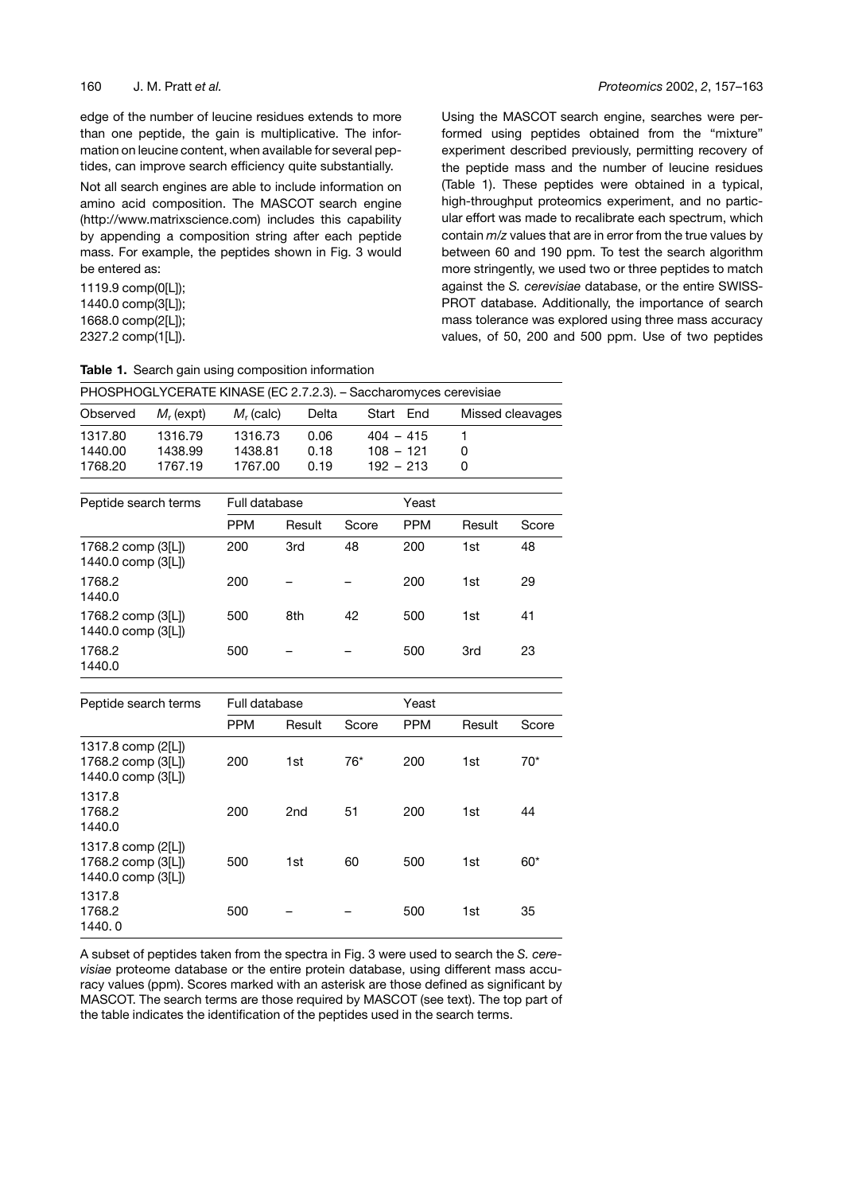edge of the number of leucine residues extends to more than one peptide, the gain is multiplicative. The information on leucine content, when available for several peptides, can improve search efficiency quite substantially.

Not all search engines are able to include information on amino acid composition. The MASCOT search engine (http://www.matrixscience.com) includes this capability by appending a composition string after each peptide mass. For example, the peptides shown in Fig. 3 would be entered as:

1119.9 comp(0[L]);
1440.0 comp(3[L]);
1668.0 comp(2[L]);
2327.2 comp(1[L]).

Using the MASCOT search engine, searches were performed using peptides obtained from the "mixture" experiment described previously, permitting recovery of the peptide mass and the number of leucine residues (Table 1). These peptides were obtained in a typical, high-throughput proteomics experiment, and no particular effort was made to recalibrate each spectrum, which contain *m/z* values that are in error from the true values by between 60 and 190 ppm. To test the search algorithm more stringently, we used two or three peptides to match against the *S. cerevisiae* database, or the entire SWISS-PROT database. Additionally, the importance of search mass tolerance was explored using three mass accuracy values, of 50, 200 and 500 ppm. Use of two peptides

**Table 1.** Search gain using composition information

PHOSPHOGLYCERATE KINASE (EC 2.7.2.3). – Saccharomyces cerevisiae

| Observed | $M_r$ (expt) | $M_r$ (calc) | Delta | Start End | Missed cleavages |
|---|---|---|---|---|---|
| 1317.80 | 1316.79 | 1316.73 | 0.06 | 404 – 415 | 1 |
| 1440.00 | 1438.99 | 1438.81 | 0.18 | 108 – 121 | 0 |
| 1768.20 | 1767.19 | 1767.00 | 0.19 | 192 – 213 | 0 |

| Peptide search terms | Full database | | | Yeast | | |
|---|---|---|---|---|---|---|
| | PPM | Result | Score | PPM | Result | Score |
| 1768.2 comp (3[L]) 1440.0 comp (3[L]) | 200 | 3rd | 48 | 200 | 1st | 48 |
| 1768.2 1440.0 | 200 | – | – | 200 | 1st | 29 |
| 1768.2 comp (3[L]) 1440.0 comp (3[L]) | 500 | 8th | 42 | 500 | 1st | 41 |
| 1768.2 1440.0 | 500 | – | – | 500 | 3rd | 23 |

| Peptide search terms | Full database | | | Yeast | | |
|---|---|---|---|---|---|---|
| | PPM | Result | Score | PPM | Result | Score |
| 1317.8 comp (2[L]) 1768.2 comp (3[L]) 1440.0 comp (3[L]) | 200 | 1st | 76* | 200 | 1st | 70* |
| 1317.8 1768.2 1440.0 | 200 | 2nd | 51 | 200 | 1st | 44 |
| 1317.8 comp (2[L]) 1768.2 comp (3[L]) 1440.0 comp (3[L]) | 500 | 1st | 60 | 500 | 1st | 60* |
| 1317.8 1768.2 1440. 0 | 500 | – | – | 500 | 1st | 35 |

A subset of peptides taken from the spectra in Fig. 3 were used to search the *S. cerevisiae* proteome database or the entire protein database, using different mass accuracy values (ppm). Scores marked with an asterisk are those defined as significant by MASCOT. The search terms are those required by MASCOT (see text). The top part of the table indicates the identification of the peptides used in the search terms.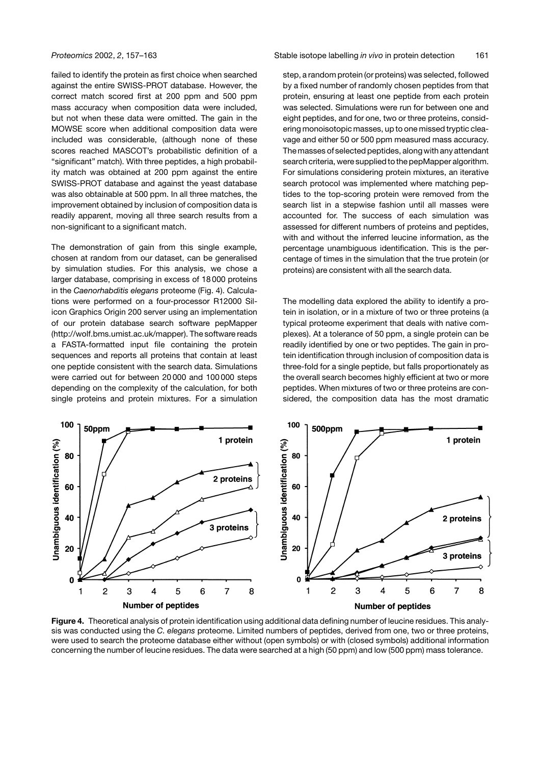failed to identify the protein as first choice when searched against the entire SWISS-PROT database. However, the correct match scored first at 200 ppm and 500 ppm mass accuracy when composition data were included, but not when these data were omitted. The gain in the MOWSE score when additional composition data were included was considerable, (although none of these scores reached MASCOT's probabilistic definition of a "significant" match). With three peptides, a high probability match was obtained at 200 ppm against the entire SWISS-PROT database and against the yeast database was also obtainable at 500 ppm. In all three matches, the improvement obtained by inclusion of composition data is readily apparent, moving all three search results from a non-significant to a significant match.

The demonstration of gain from this single example, chosen at random from our dataset, can be generalised by simulation studies. For this analysis, we chose a larger database, comprising in excess of 18 000 proteins in the *Caenorhabditis elegans* proteome (Fig. 4). Calculations were performed on a four-processor R12000 Silicon Graphics Origin 200 server using an implementation of our protein database search software pepMapper (http://wolf.bms.umist.ac.uk/mapper). The software reads a FASTA-formatted input file containing the protein sequences and reports all proteins that contain at least one peptide consistent with the search data. Simulations were carried out for between 20 000 and 100 000 steps depending on the complexity of the calculation, for both single proteins and protein mixtures. For a simulation step, a random protein (or proteins) was selected, followed by a fixed number of randomly chosen peptides from that protein, ensuring at least one peptide from each protein was selected. Simulations were run for between one and eight peptides, and for one, two or three proteins, considering monoisotopic masses, up to one missed tryptic cleavage and either 50 or 500 ppm measured mass accuracy. The masses of selected peptides, along with any attendant search criteria, were supplied to the pepMapper algorithm. For simulations considering protein mixtures, an iterative search protocol was implemented where matching peptides to the top-scoring protein were removed from the search list in a stepwise fashion until all masses were accounted for. The success of each simulation was assessed for different numbers of proteins and peptides, with and without the inferred leucine information, as the percentage unambiguous identification. This is the percentage of times in the simulation that the true protein (or proteins) are consistent with all the search data.

The modelling data explored the ability to identify a protein in isolation, or in a mixture of two or three proteins (a typical proteome experiment that deals with native complexes). At a tolerance of 50 ppm, a single protein can be readily identified by one or two peptides. The gain in protein identification through inclusion of composition data is three-fold for a single peptide, but falls proportionately as the overall search becomes highly efficient at two or more peptides. When mixtures of two or three proteins are considered, the composition data has the most dramatic

**Figure 4.** Theoretical analysis of protein identification using additional data defining number of leucine residues. This analysis was conducted using the *C. elegans* proteome. Limited numbers of peptides, derived from one, two or three proteins, were used to search the proteome database either without (open symbols) or with (closed symbols) additional information concerning the number of leucine residues. The data were searched at a high (50 ppm) and low (500 ppm) mass tolerance.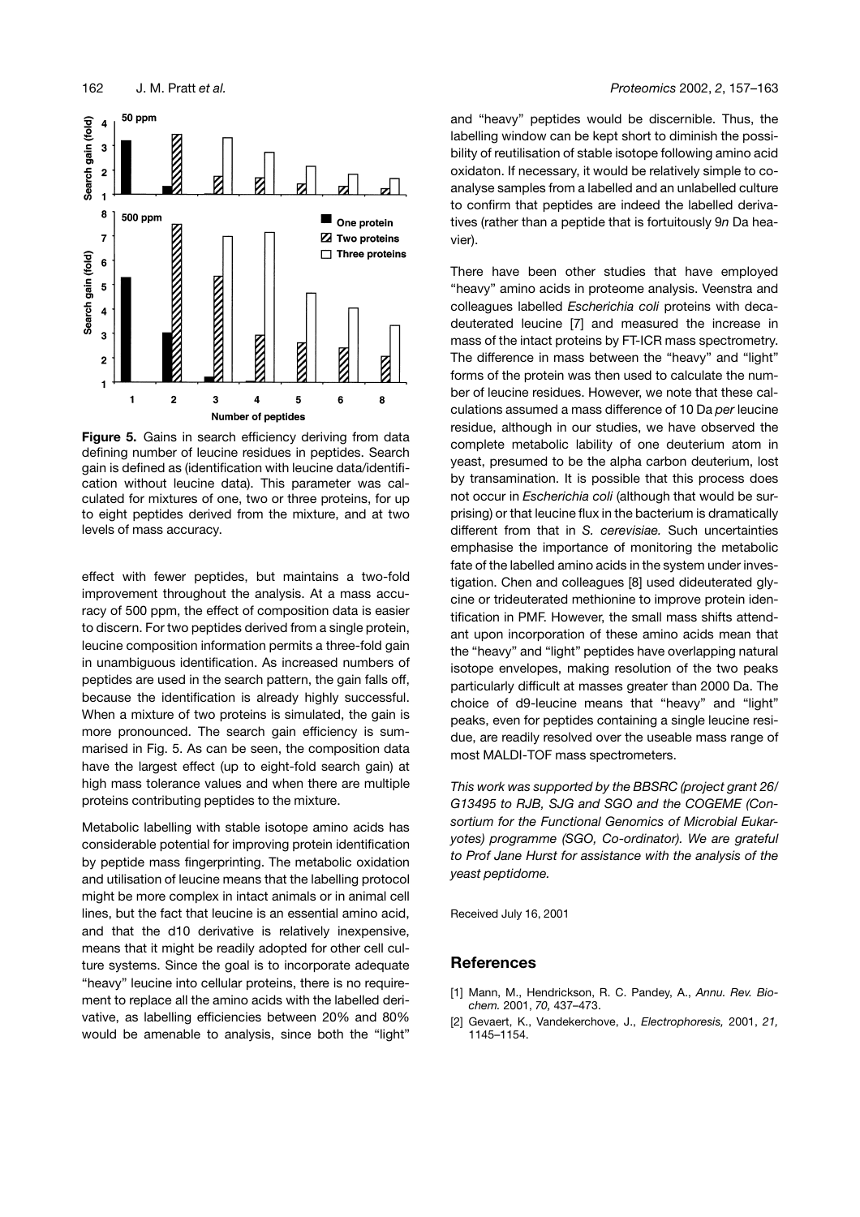**Figure 5.** Gains in search efficiency deriving from data defining number of leucine residues in peptides. Search gain is defined as (identification with leucine data/identification without leucine data). This parameter was calculated for mixtures of one, two or three proteins, for up to eight peptides derived from the mixture, and at two levels of mass accuracy.

effect with fewer peptides, but maintains a two-fold improvement throughout the analysis. At a mass accuracy of 500 ppm, the effect of composition data is easier to discern. For two peptides derived from a single protein, leucine composition information permits a three-fold gain in unambiguous identification. As increased numbers of peptides are used in the search pattern, the gain falls off, because the identification is already highly successful. When a mixture of two proteins is simulated, the gain is more pronounced. The search gain efficiency is summarised in Fig. 5. As can be seen, the composition data have the largest effect (up to eight-fold search gain) at high mass tolerance values and when there are multiple proteins contributing peptides to the mixture.

Metabolic labelling with stable isotope amino acids has considerable potential for improving protein identification by peptide mass fingerprinting. The metabolic oxidation and utilisation of leucine means that the labelling protocol might be more complex in intact animals or in animal cell lines, but the fact that leucine is an essential amino acid, and that the d10 derivative is relatively inexpensive, means that it might be readily adopted for other cell culture systems. Since the goal is to incorporate adequate "heavy" leucine into cellular proteins, there is no requirement to replace all the amino acids with the labelled derivative, as labelling efficiencies between 20% and 80% would be amenable to analysis, since both the "light" and "heavy" peptides would be discernible. Thus, the labelling window can be kept short to diminish the possibility of reutilisation of stable isotope following amino acid oxidaton. If necessary, it would be relatively simple to co-analyse samples from a labelled and an unlabelled culture to confirm that peptides are indeed the labelled derivatives (rather than a peptide that is fortuitously 9*n* Da heavier).

There have been other studies that have employed "heavy" amino acids in proteome analysis. Veenstra and colleagues labelled *Escherichia coli* proteins with decadeuterated leucine [7] and measured the increase in mass of the intact proteins by FT-ICR mass spectrometry. The difference in mass between the "heavy" and "light" forms of the protein was then used to calculate the number of leucine residues. However, we note that these calculations assumed a mass difference of 10 Da *per* leucine residue, although in our studies, we have observed the complete metabolic lability of one deuterium atom in yeast, presumed to be the alpha carbon deuterium, lost by transamination. It is possible that this process does not occur in *Escherichia coli* (although that would be surprising) or that leucine flux in the bacterium is dramatically different from that in *S. cerevisiae.* Such uncertainties emphasise the importance of monitoring the metabolic fate of the labelled amino acids in the system under investigation. Chen and colleagues [8] used dideuterated glycine or trideuterated methionine to improve protein identification in PMF. However, the small mass shifts attendant upon incorporation of these amino acids mean that the "heavy" and "light" peptides have overlapping natural isotope envelopes, making resolution of the two peaks particularly difficult at masses greater than 2000 Da. The choice of d9-leucine means that "heavy" and "light" peaks, even for peptides containing a single leucine residue, are readily resolved over the useable mass range of most MALDI-TOF mass spectrometers.

*This work was supported by the BBSRC (project grant 26/G13495 to RJB, SJG and SGO and the COGEME (Consortium for the Functional Genomics of Microbial Eukaryotes) programme (SGO, Co-ordinator). We are grateful to Prof Jane Hurst for assistance with the analysis of the yeast peptidome.*

Received July 16, 2001

## References

[1] Mann, M., Hendrickson, R. C. Pandey, A., *Annu. Rev. Biochem.* 2001, *70,* 437–473.

[2] Gevaert, K., Vandekerchove, J., *Electrophoresis,* 2001, *21,* 1145–1154.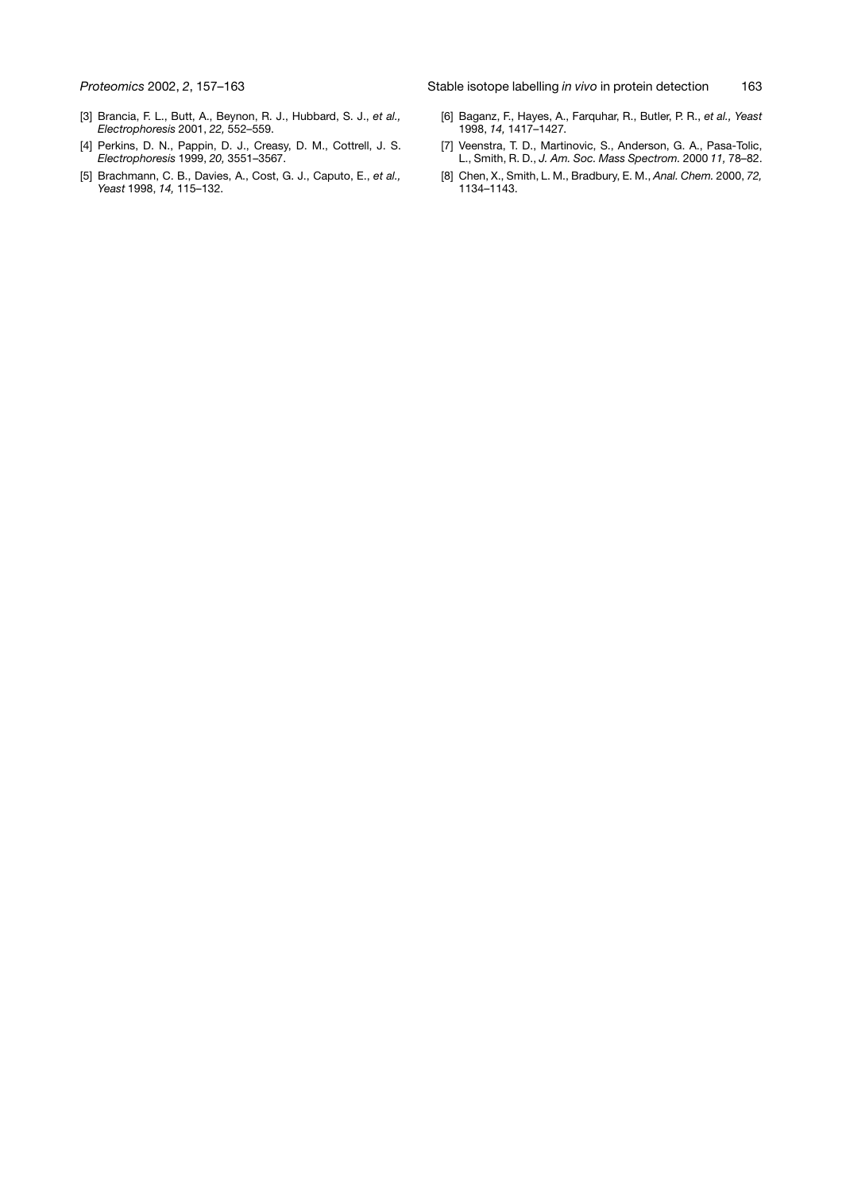[3] Brancia, F. L., Butt, A., Beynon, R. J., Hubbard, S. J., *et al., Electrophoresis* 2001, *22,* 552–559.

[4] Perkins, D. N., Pappin, D. J., Creasy, D. M., Cottrell, J. S. *Electrophoresis* 1999, *20,* 3551–3567.

[5] Brachmann, C. B., Davies, A., Cost, G. J., Caputo, E., *et al., Yeast* 1998, *14,* 115–132.

[6] Baganz, F., Hayes, A., Farquhar, R., Butler, P. R., *et al., Yeast* 1998, *14,* 1417–1427.

[7] Veenstra, T. D., Martinovic, S., Anderson, G. A., Pasa-Tolic, L., Smith, R. D., *J. Am. Soc. Mass Spectrom.* 2000 *11,* 78–82.

[8] Chen, X., Smith, L. M., Bradbury, E. M., *Anal. Chem.* 2000, *72,* 1134–1143.